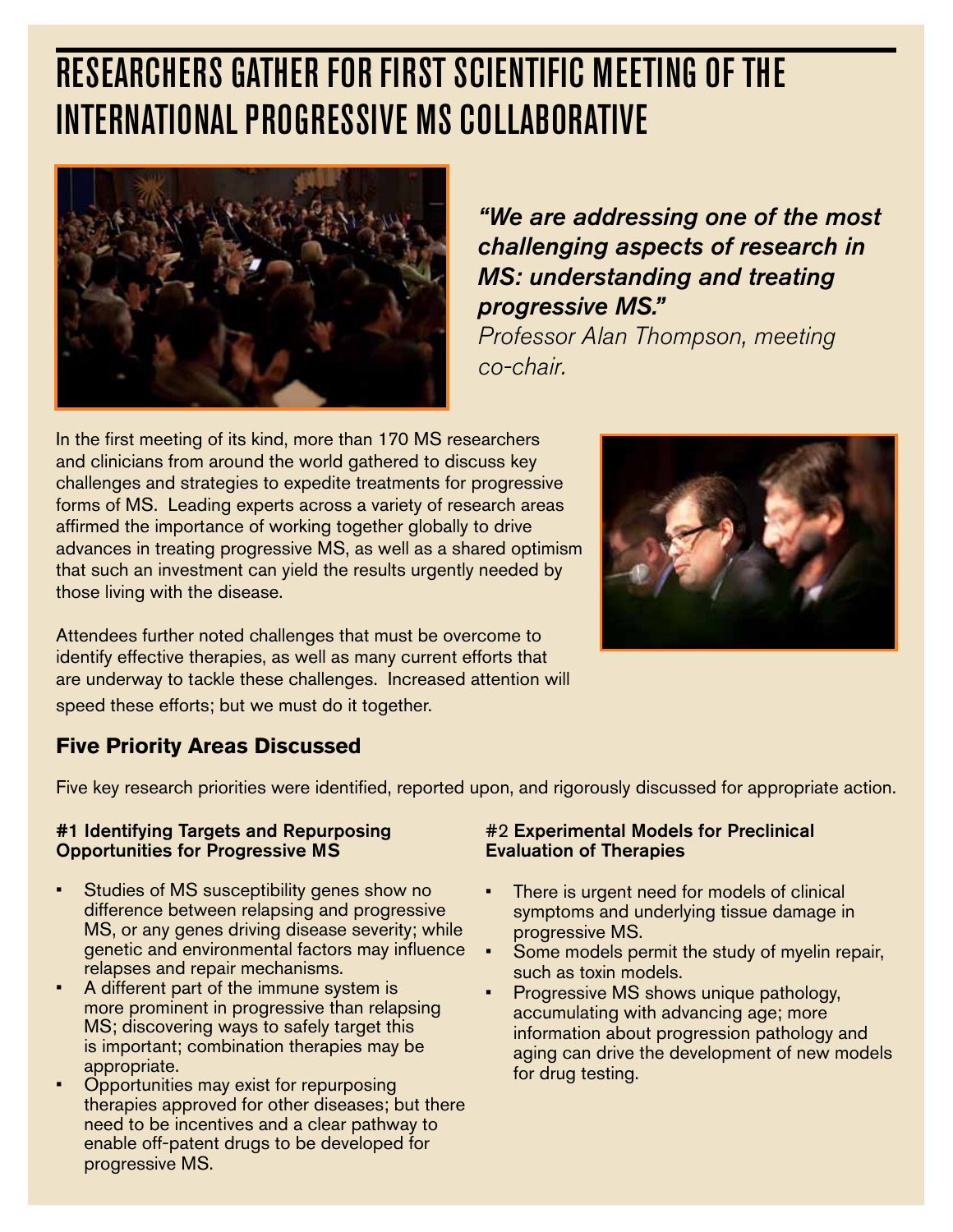# RESEARCHERS GATHER FOR FIRST SCIENTIFIC MEETING OF THE INTERNATIONAL PROGRESSIVE MS COLLABORATIVE

***"We are addressing one of the most challenging aspects of research in MS: understanding and treating progressive MS."***
*Professor Alan Thompson, meeting co-chair.*

In the first meeting of its kind, more than 170 MS researchers and clinicians from around the world gathered to discuss key challenges and strategies to expedite treatments for progressive forms of MS. Leading experts across a variety of research areas affirmed the importance of working together globally to drive advances in treating progressive MS, as well as a shared optimism that such an investment can yield the results urgently needed by those living with the disease.

Attendees further noted challenges that must be overcome to identify effective therapies, as well as many current efforts that are underway to tackle these challenges. Increased attention will speed these efforts; but we must do it together.

## Five Priority Areas Discussed

Five key research priorities were identified, reported upon, and rigorously discussed for appropriate action.

### #1 Identifying Targets and Repurposing Opportunities for Progressive MS

- Studies of MS susceptibility genes show no difference between relapsing and progressive MS, or any genes driving disease severity; while genetic and environmental factors may influence relapses and repair mechanisms.
- A different part of the immune system is more prominent in progressive than relapsing MS; discovering ways to safely target this is important; combination therapies may be appropriate.
- Opportunities may exist for repurposing therapies approved for other diseases; but there need to be incentives and a clear pathway to enable off-patent drugs to be developed for progressive MS.

### #2 Experimental Models for Preclinical Evaluation of Therapies

- There is urgent need for models of clinical symptoms and underlying tissue damage in progressive MS.
- Some models permit the study of myelin repair, such as toxin models.
- Progressive MS shows unique pathology, accumulating with advancing age; more information about progression pathology and aging can drive the development of new models for drug testing.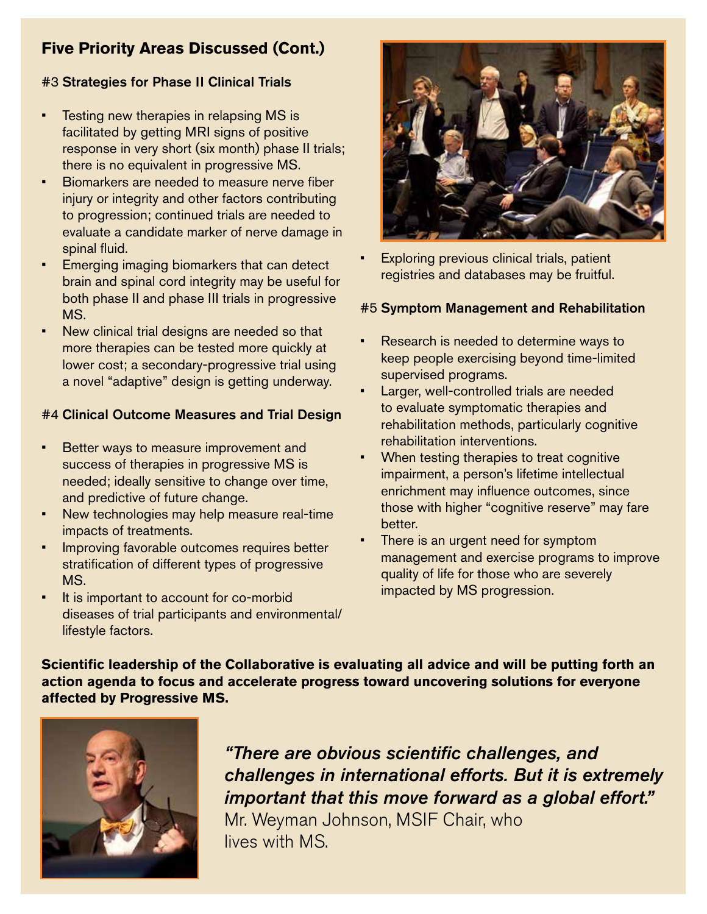## Five Priority Areas Discussed (Cont.)

### #3 Strategies for Phase II Clinical Trials

- Testing new therapies in relapsing MS is facilitated by getting MRI signs of positive response in very short (six month) phase II trials; there is no equivalent in progressive MS.
- Biomarkers are needed to measure nerve fiber injury or integrity and other factors contributing to progression; continued trials are needed to evaluate a candidate marker of nerve damage in spinal fluid.
- Emerging imaging biomarkers that can detect brain and spinal cord integrity may be useful for both phase II and phase III trials in progressive MS.
- New clinical trial designs are needed so that more therapies can be tested more quickly at lower cost; a secondary-progressive trial using a novel "adaptive" design is getting underway.

### #4 Clinical Outcome Measures and Trial Design

- Better ways to measure improvement and success of therapies in progressive MS is needed; ideally sensitive to change over time, and predictive of future change.
- New technologies may help measure real-time impacts of treatments.
- Improving favorable outcomes requires better stratification of different types of progressive MS.
- It is important to account for co-morbid diseases of trial participants and environmental/ lifestyle factors.
- Exploring previous clinical trials, patient registries and databases may be fruitful.

### #5 Symptom Management and Rehabilitation

- Research is needed to determine ways to keep people exercising beyond time-limited supervised programs.
- Larger, well-controlled trials are needed to evaluate symptomatic therapies and rehabilitation methods, particularly cognitive rehabilitation interventions.
- When testing therapies to treat cognitive impairment, a person's lifetime intellectual enrichment may influence outcomes, since those with higher "cognitive reserve" may fare better.
- There is an urgent need for symptom management and exercise programs to improve quality of life for those who are severely impacted by MS progression.

**Scientific leadership of the Collaborative is evaluating all advice and will be putting forth an action agenda to focus and accelerate progress toward uncovering solutions for everyone affected by Progressive MS.**

***"There are obvious scientific challenges, and challenges in international efforts. But it is extremely important that this move forward as a global effort."***

Mr. Weyman Johnson, MSIF Chair, who lives with MS.